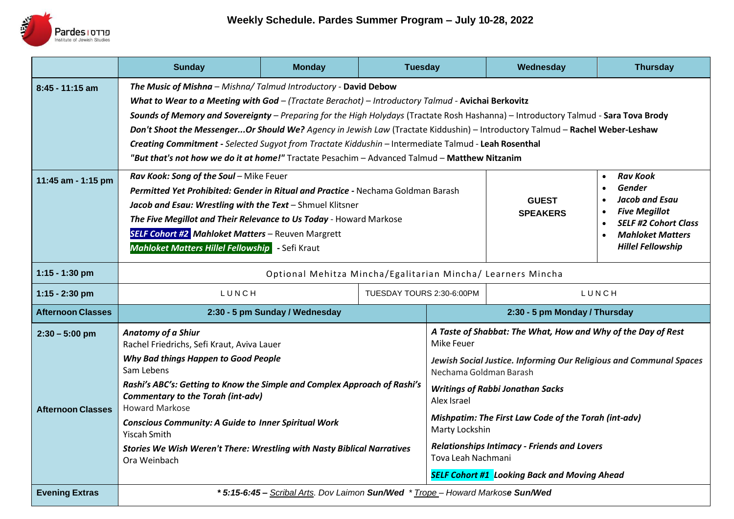# Weekly Schedule. Pardes Summer Program – July 10-28, 2022

| | Sunday | Monday | Tuesday | Wednesday | Thursday |
|---|---|---|---|---|---|
| 8:45 - 11:15 am | ***The Music of Mishna*** *– Mishna/ Talmud Introductory* - **David Debow**<br>***What to Wear to a Meeting with God*** *– (Tractate Berachot) – Introductory Talmud* - **Avichai Berkovitz**<br>***Sounds of Memory and Sovereignty*** *– Preparing for the High Holydays* (Tractate Rosh Hashanna) – Introductory Talmud - **Sara Tova Brody**<br>***Don't Shoot the Messenger...Or Should We?*** *Agency in Jewish Law* (Tractate Kiddushin) – Introductory Talmud – **Rachel Weber-Leshaw**<br>***Creating Commitment -*** *Selected Sugyot from Tractate Kiddushin* – Intermediate Talmud - **Leah Rosenthal**<br>***"But that's not how we do it at home!"*** Tractate Pesachim – Advanced Talmud – **Matthew Nitzanim** | | | | |
| 11:45 am - 1:15 pm | ***Rav Kook: Song of the Soul*** – Mike Feuer<br>***Permitted Yet Prohibited: Gender in Ritual and Practice -*** Nechama Goldman Barash<br>***Jacob and Esau: Wrestling with the Text*** – Shmuel Klitsner<br>***The Five Megillot and Their Relevance to Us Today*** - Howard Markose<br>***SELF Cohort #2*** ***Mahloket Matters*** – Reuven Margrett<br>***Mahloket Matters Hillel Fellowship*** - Sefi Kraut | | | **GUEST SPEAKERS** | • ***Rav Kook***<br>• ***Gender***<br>• ***Jacob and Esau***<br>• ***Five Megillot***<br>• ***SELF #2 Cohort Class***<br>• ***Mahloket Matters Hillel Fellowship*** |
| 1:15 - 1:30 pm | Optional Mehitza Mincha/Egalitarian Mincha/ Learners Mincha | | | | |
| 1:15 - 2:30 pm | LUNCH | | TUESDAY TOURS 2:30-6:00PM | LUNCH | |
| **Afternoon Classes** | **2:30 - 5 pm Sunday / Wednesday** | | | **2:30 - 5 pm Monday / Thursday** | |
| 2:30 – 5:00 pm<br><br>Afternoon Classes | ***Anatomy of a Shiur***<br>Rachel Friedrichs, Sefi Kraut, Aviva Lauer<br>***Why Bad things Happen to Good People***<br>Sam Lebens<br>***Rashi's ABC's: Getting to Know the Simple and Complex Approach of Rashi's Commentary to the Torah (int-adv)***<br>Howard Markose<br>***Conscious Community: A Guide to Inner Spiritual Work***<br>Yiscah Smith<br>***Stories We Wish Weren't There: Wrestling with Nasty Biblical Narratives***<br>Ora Weinbach | | | ***A Taste of Shabbat: The What, How and Why of the Day of Rest***<br>Mike Feuer<br>***Jewish Social Justice. Informing Our Religious and Communal Spaces***<br>Nechama Goldman Barash<br>***Writings of Rabbi Jonathan Sacks***<br>Alex Israel<br>***Mishpatim: The First Law Code of the Torah (int-adv)***<br>Marty Lockshin<br>***Relationships Intimacy - Friends and Lovers***<br>Tova Leah Nachmani<br>***SELF Cohort #1*** ***Looking Back and Moving Ahead*** | |
| **Evening Extras** | ***\* 5:15-6:45 –*** *Scribal Arts. Dov Laimon* ***Sun/Wed*** *\* Trope – Howard Markose* ***Sun/Wed*** | | | | |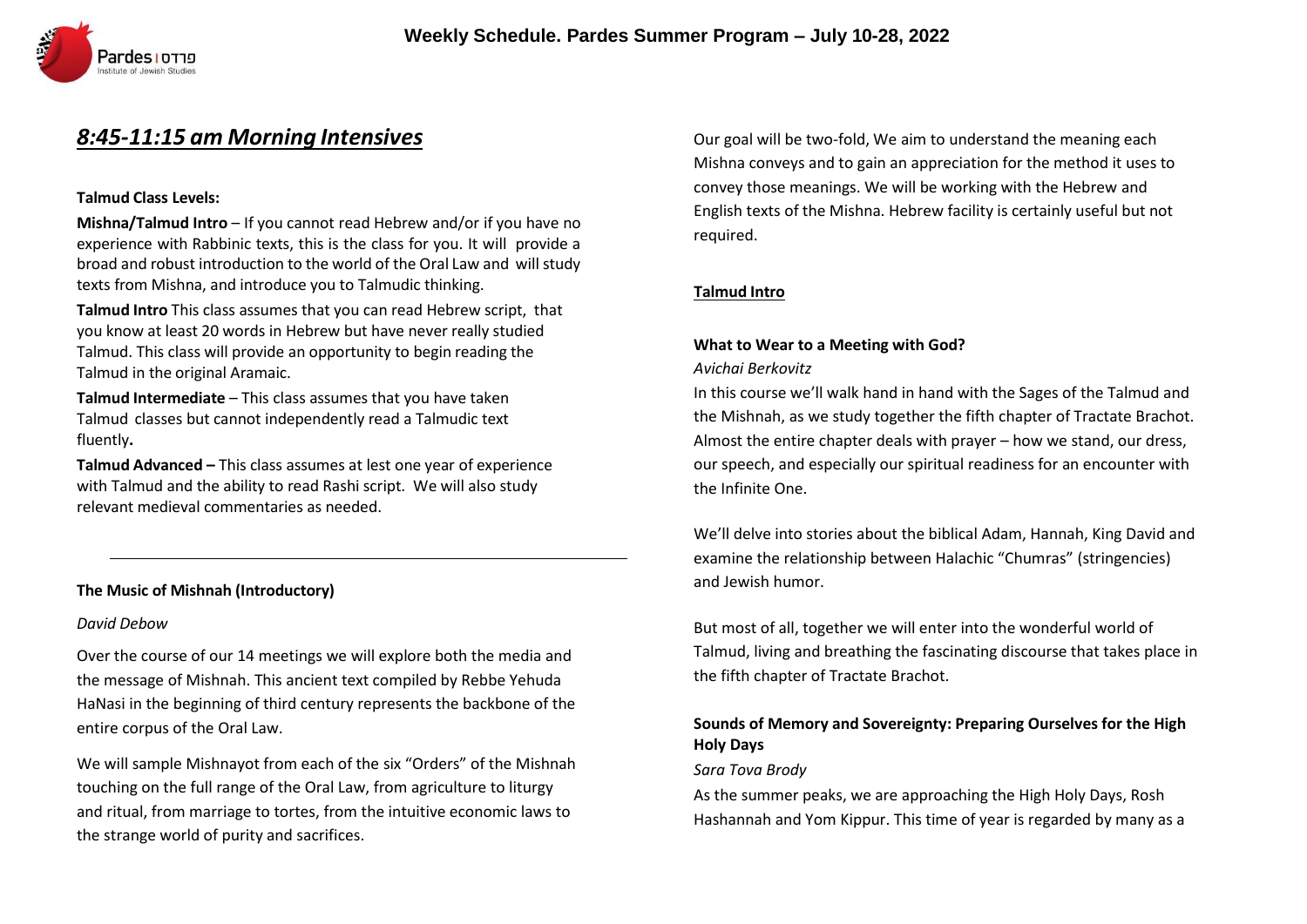# 8:45-11:15 am Morning Intensives

**Talmud Class Levels:**

**Mishna/Talmud Intro** – If you cannot read Hebrew and/or if you have no experience with Rabbinic texts, this is the class for you. It will provide a broad and robust introduction to the world of the Oral Law and will study texts from Mishna, and introduce you to Talmudic thinking.

**Talmud Intro** This class assumes that you can read Hebrew script, that you know at least 20 words in Hebrew but have never really studied Talmud. This class will provide an opportunity to begin reading the Talmud in the original Aramaic.

**Talmud Intermediate** – This class assumes that you have taken Talmud classes but cannot independently read a Talmudic text fluently**.**

**Talmud Advanced –** This class assumes at lest one year of experience with Talmud and the ability to read Rashi script. We will also study relevant medieval commentaries as needed.

---

**The Music of Mishnah (Introductory)**

*David Debow*

Over the course of our 14 meetings we will explore both the media and the message of Mishnah. This ancient text compiled by Rebbe Yehuda HaNasi in the beginning of third century represents the backbone of the entire corpus of the Oral Law.

We will sample Mishnayot from each of the six "Orders" of the Mishnah touching on the full range of the Oral Law, from agriculture to liturgy and ritual, from marriage to tortes, from the intuitive economic laws to the strange world of purity and sacrifices.

Our goal will be two-fold, We aim to understand the meaning each Mishna conveys and to gain an appreciation for the method it uses to convey those meanings. We will be working with the Hebrew and English texts of the Mishna. Hebrew facility is certainly useful but not required.

**Talmud Intro**

**What to Wear to a Meeting with God?**

*Avichai Berkovitz*

In this course we'll walk hand in hand with the Sages of the Talmud and the Mishnah, as we study together the fifth chapter of Tractate Brachot. Almost the entire chapter deals with prayer – how we stand, our dress, our speech, and especially our spiritual readiness for an encounter with the Infinite One.

We'll delve into stories about the biblical Adam, Hannah, King David and examine the relationship between Halachic "Chumras" (stringencies) and Jewish humor.

But most of all, together we will enter into the wonderful world of Talmud, living and breathing the fascinating discourse that takes place in the fifth chapter of Tractate Brachot.

**Sounds of Memory and Sovereignty: Preparing Ourselves for the High Holy Days**

*Sara Tova Brody*

As the summer peaks, we are approaching the High Holy Days, Rosh Hashannah and Yom Kippur. This time of year is regarded by many as a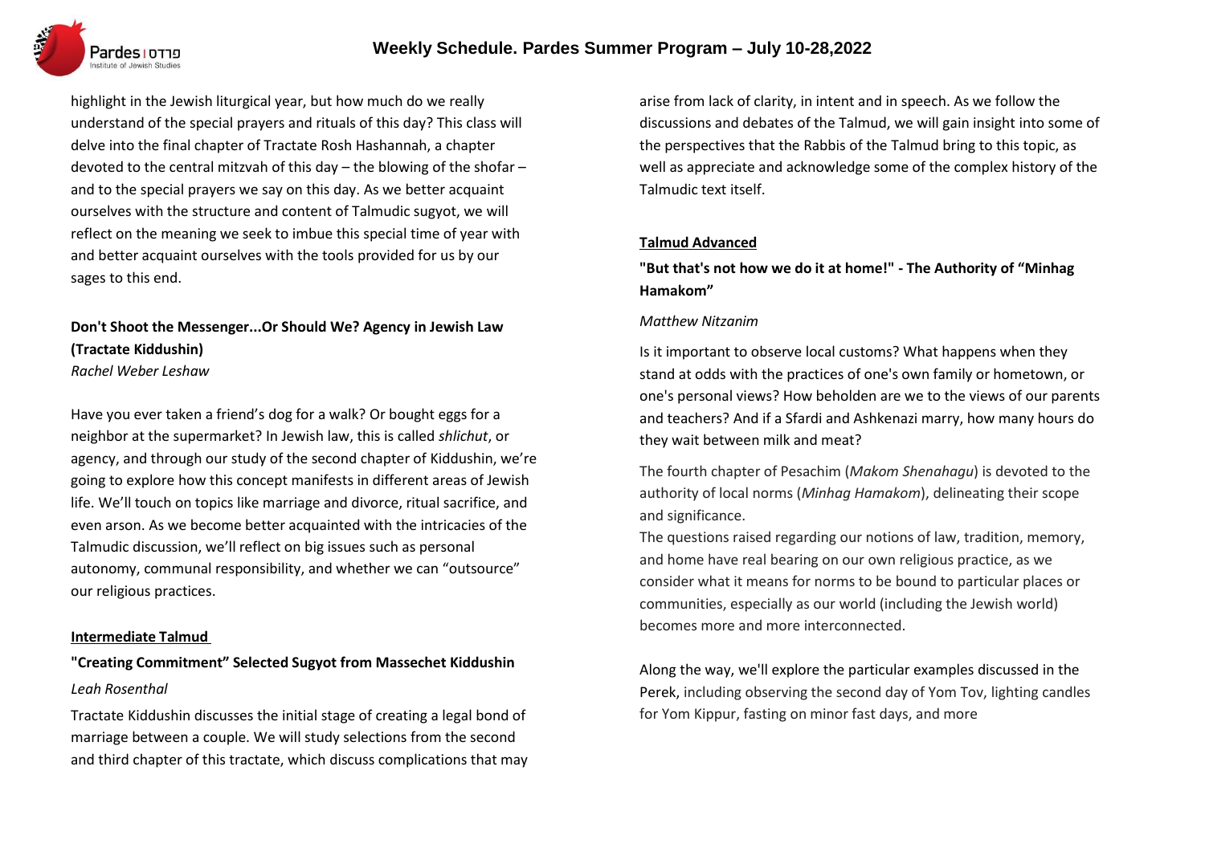highlight in the Jewish liturgical year, but how much do we really understand of the special prayers and rituals of this day? This class will delve into the final chapter of Tractate Rosh Hashannah, a chapter devoted to the central mitzvah of this day – the blowing of the shofar – and to the special prayers we say on this day. As we better acquaint ourselves with the structure and content of Talmudic sugyot, we will reflect on the meaning we seek to imbue this special time of year with and better acquaint ourselves with the tools provided for us by our sages to this end.

**Don't Shoot the Messenger...Or Should We? Agency in Jewish Law (Tractate Kiddushin)**

*Rachel Weber Leshaw*

Have you ever taken a friend's dog for a walk? Or bought eggs for a neighbor at the supermarket? In Jewish law, this is called *shlichut*, or agency, and through our study of the second chapter of Kiddushin, we're going to explore how this concept manifests in different areas of Jewish life. We'll touch on topics like marriage and divorce, ritual sacrifice, and even arson. As we become better acquainted with the intricacies of the Talmudic discussion, we'll reflect on big issues such as personal autonomy, communal responsibility, and whether we can "outsource" our religious practices.

**Intermediate Talmud**

**"Creating Commitment" Selected Sugyot from Massechet Kiddushin**

*Leah Rosenthal*

Tractate Kiddushin discusses the initial stage of creating a legal bond of marriage between a couple. We will study selections from the second and third chapter of this tractate, which discuss complications that may arise from lack of clarity, in intent and in speech. As we follow the discussions and debates of the Talmud, we will gain insight into some of the perspectives that the Rabbis of the Talmud bring to this topic, as well as appreciate and acknowledge some of the complex history of the Talmudic text itself.

**Talmud Advanced**

**"But that's not how we do it at home!" - The Authority of "Minhag Hamakom"**

*Matthew Nitzanim*

Is it important to observe local customs? What happens when they stand at odds with the practices of one's own family or hometown, or one's personal views? How beholden are we to the views of our parents and teachers? And if a Sfardi and Ashkenazi marry, how many hours do they wait between milk and meat?

The fourth chapter of Pesachim (*Makom Shenahagu*) is devoted to the authority of local norms (*Minhag Hamakom*), delineating their scope and significance.

The questions raised regarding our notions of law, tradition, memory, and home have real bearing on our own religious practice, as we consider what it means for norms to be bound to particular places or communities, especially as our world (including the Jewish world) becomes more and more interconnected.

Along the way, we'll explore the particular examples discussed in the Perek, including observing the second day of Yom Tov, lighting candles for Yom Kippur, fasting on minor fast days, and more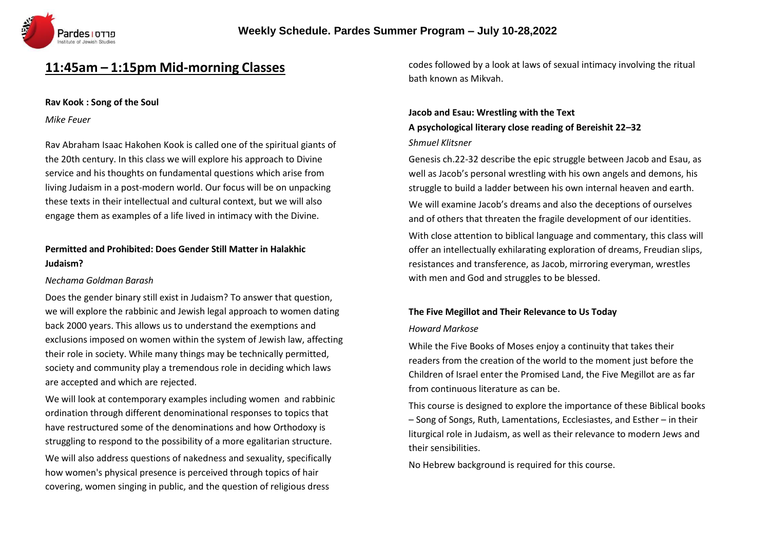## 11:45am – 1:15pm Mid-morning Classes

**Rav Kook : Song of the Soul**

*Mike Feuer*

Rav Abraham Isaac Hakohen Kook is called one of the spiritual giants of the 20th century. In this class we will explore his approach to Divine service and his thoughts on fundamental questions which arise from living Judaism in a post-modern world. Our focus will be on unpacking these texts in their intellectual and cultural context, but we will also engage them as examples of a life lived in intimacy with the Divine.

**Permitted and Prohibited: Does Gender Still Matter in Halakhic Judaism?**

*Nechama Goldman Barash*

Does the gender binary still exist in Judaism? To answer that question, we will explore the rabbinic and Jewish legal approach to women dating back 2000 years. This allows us to understand the exemptions and exclusions imposed on women within the system of Jewish law, affecting their role in society. While many things may be technically permitted, society and community play a tremendous role in deciding which laws are accepted and which are rejected.

We will look at contemporary examples including women and rabbinic ordination through different denominational responses to topics that have restructured some of the denominations and how Orthodoxy is struggling to respond to the possibility of a more egalitarian structure.

We will also address questions of nakedness and sexuality, specifically how women's physical presence is perceived through topics of hair covering, women singing in public, and the question of religious dress codes followed by a look at laws of sexual intimacy involving the ritual bath known as Mikvah.

**Jacob and Esau: Wrestling with the Text**
**A psychological literary close reading of Bereishit 22–32**

*Shmuel Klitsner*

Genesis ch.22-32 describe the epic struggle between Jacob and Esau, as well as Jacob's personal wrestling with his own angels and demons, his struggle to build a ladder between his own internal heaven and earth.

We will examine Jacob's dreams and also the deceptions of ourselves and of others that threaten the fragile development of our identities.

With close attention to biblical language and commentary, this class will offer an intellectually exhilarating exploration of dreams, Freudian slips, resistances and transference, as Jacob, mirroring everyman, wrestles with men and God and struggles to be blessed.

**The Five Megillot and Their Relevance to Us Today**

*Howard Markose*

While the Five Books of Moses enjoy a continuity that takes their readers from the creation of the world to the moment just before the Children of Israel enter the Promised Land, the Five Megillot are as far from continuous literature as can be.

This course is designed to explore the importance of these Biblical books – Song of Songs, Ruth, Lamentations, Ecclesiastes, and Esther – in their liturgical role in Judaism, as well as their relevance to modern Jews and their sensibilities.

No Hebrew background is required for this course.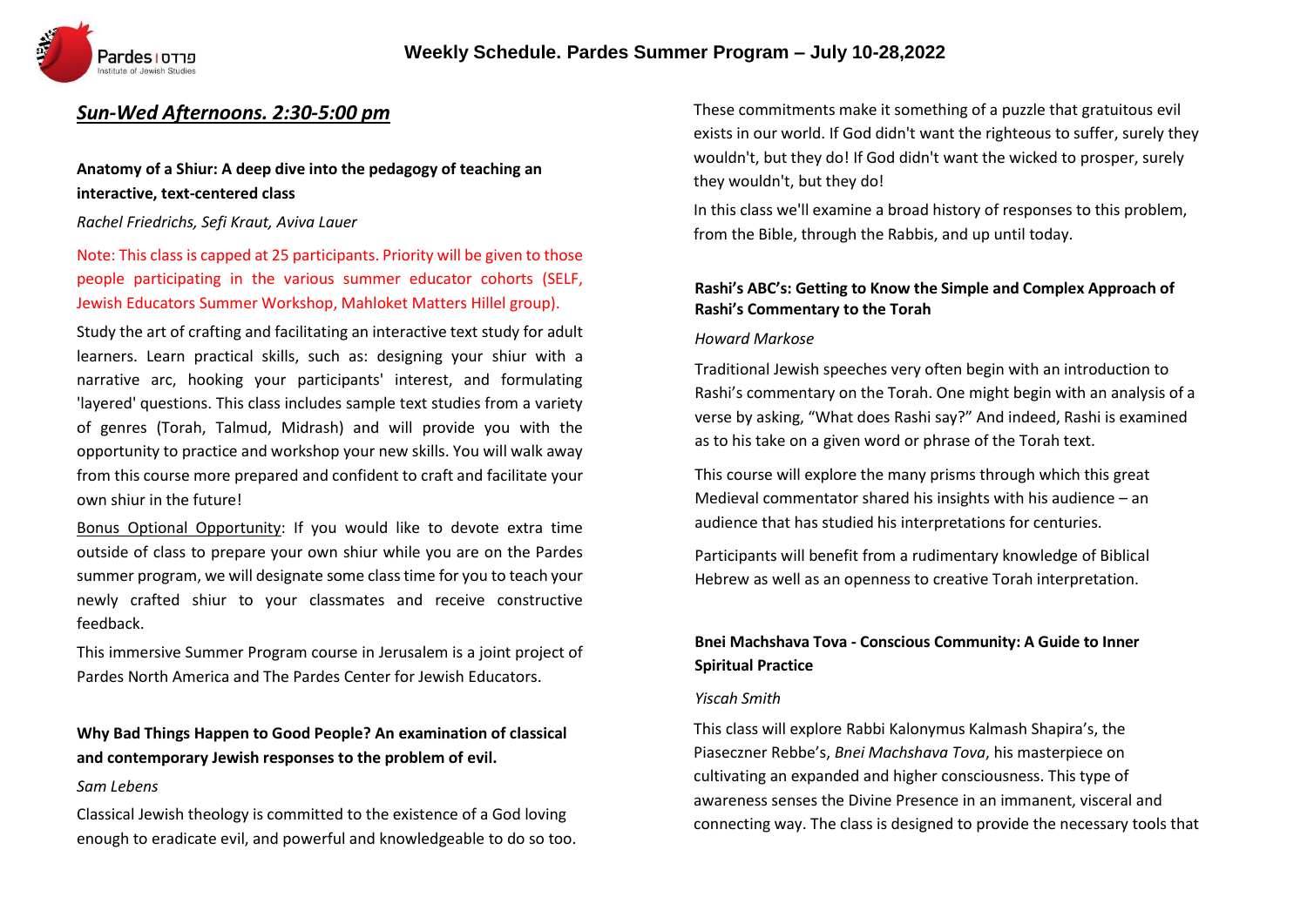## Weekly Schedule. Pardes Summer Program – July 10-28,2022

### *Sun-Wed Afternoons. 2:30-5:00 pm*

**Anatomy of a Shiur: A deep dive into the pedagogy of teaching an interactive, text-centered class**

*Rachel Friedrichs, Sefi Kraut, Aviva Lauer*

Note: This class is capped at 25 participants. Priority will be given to those people participating in the various summer educator cohorts (SELF, Jewish Educators Summer Workshop, Mahloket Matters Hillel group).

Study the art of crafting and facilitating an interactive text study for adult learners. Learn practical skills, such as: designing your shiur with a narrative arc, hooking your participants' interest, and formulating 'layered' questions. This class includes sample text studies from a variety of genres (Torah, Talmud, Midrash) and will provide you with the opportunity to practice and workshop your new skills. You will walk away from this course more prepared and confident to craft and facilitate your own shiur in the future!

Bonus Optional Opportunity: If you would like to devote extra time outside of class to prepare your own shiur while you are on the Pardes summer program, we will designate some class time for you to teach your newly crafted shiur to your classmates and receive constructive feedback.

This immersive Summer Program course in Jerusalem is a joint project of Pardes North America and The Pardes Center for Jewish Educators.

**Why Bad Things Happen to Good People? An examination of classical and contemporary Jewish responses to the problem of evil.**

*Sam Lebens*

Classical Jewish theology is committed to the existence of a God loving enough to eradicate evil, and powerful and knowledgeable to do so too. These commitments make it something of a puzzle that gratuitous evil exists in our world. If God didn't want the righteous to suffer, surely they wouldn't, but they do! If God didn't want the wicked to prosper, surely they wouldn't, but they do!

In this class we'll examine a broad history of responses to this problem, from the Bible, through the Rabbis, and up until today.

**Rashi's ABC's: Getting to Know the Simple and Complex Approach of Rashi's Commentary to the Torah**

*Howard Markose*

Traditional Jewish speeches very often begin with an introduction to Rashi's commentary on the Torah. One might begin with an analysis of a verse by asking, "What does Rashi say?" And indeed, Rashi is examined as to his take on a given word or phrase of the Torah text.

This course will explore the many prisms through which this great Medieval commentator shared his insights with his audience – an audience that has studied his interpretations for centuries.

Participants will benefit from a rudimentary knowledge of Biblical Hebrew as well as an openness to creative Torah interpretation.

**Bnei Machshava Tova - Conscious Community: A Guide to Inner Spiritual Practice**

*Yiscah Smith*

This class will explore Rabbi Kalonymus Kalmash Shapira's, the Piaseczner Rebbe's, *Bnei Machshava Tova*, his masterpiece on cultivating an expanded and higher consciousness. This type of awareness senses the Divine Presence in an immanent, visceral and connecting way. The class is designed to provide the necessary tools that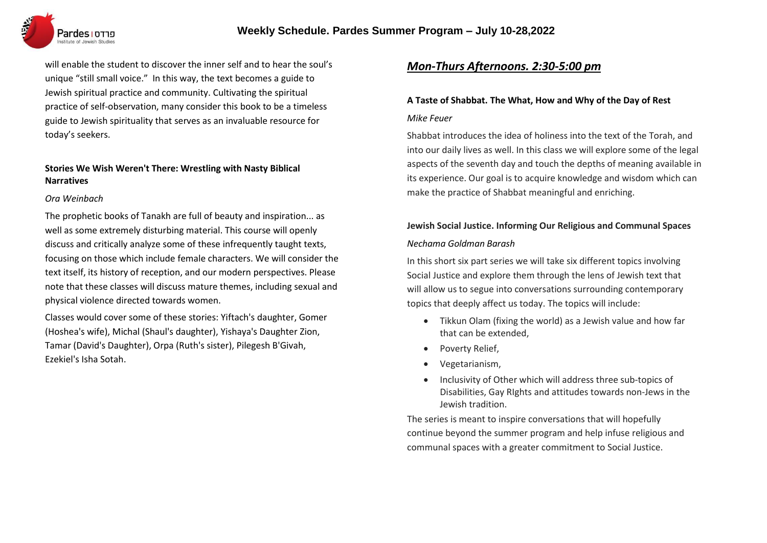will enable the student to discover the inner self and to hear the soul's unique "still small voice." In this way, the text becomes a guide to Jewish spiritual practice and community. Cultivating the spiritual practice of self-observation, many consider this book to be a timeless guide to Jewish spirituality that serves as an invaluable resource for today's seekers.

**Stories We Wish Weren't There: Wrestling with Nasty Biblical Narratives**

*Ora Weinbach*

The prophetic books of Tanakh are full of beauty and inspiration... as well as some extremely disturbing material. This course will openly discuss and critically analyze some of these infrequently taught texts, focusing on those which include female characters. We will consider the text itself, its history of reception, and our modern perspectives. Please note that these classes will discuss mature themes, including sexual and physical violence directed towards women.

Classes would cover some of these stories: Yiftach's daughter, Gomer (Hoshea's wife), Michal (Shaul's daughter), Yishaya's Daughter Zion, Tamar (David's Daughter), Orpa (Ruth's sister), Pilegesh B'Givah, Ezekiel's Isha Sotah.

## *Mon-Thurs Afternoons. 2:30-5:00 pm*

**A Taste of Shabbat. The What, How and Why of the Day of Rest**

*Mike Feuer*

Shabbat introduces the idea of holiness into the text of the Torah, and into our daily lives as well. In this class we will explore some of the legal aspects of the seventh day and touch the depths of meaning available in its experience. Our goal is to acquire knowledge and wisdom which can make the practice of Shabbat meaningful and enriching.

**Jewish Social Justice. Informing Our Religious and Communal Spaces**

*Nechama Goldman Barash*

In this short six part series we will take six different topics involving Social Justice and explore them through the lens of Jewish text that will allow us to segue into conversations surrounding contemporary topics that deeply affect us today. The topics will include:

- Tikkun Olam (fixing the world) as a Jewish value and how far that can be extended,
- Poverty Relief,
- Vegetarianism,
- Inclusivity of Other which will address three sub-topics of Disabilities, Gay RIghts and attitudes towards non-Jews in the Jewish tradition.

The series is meant to inspire conversations that will hopefully continue beyond the summer program and help infuse religious and communal spaces with a greater commitment to Social Justice.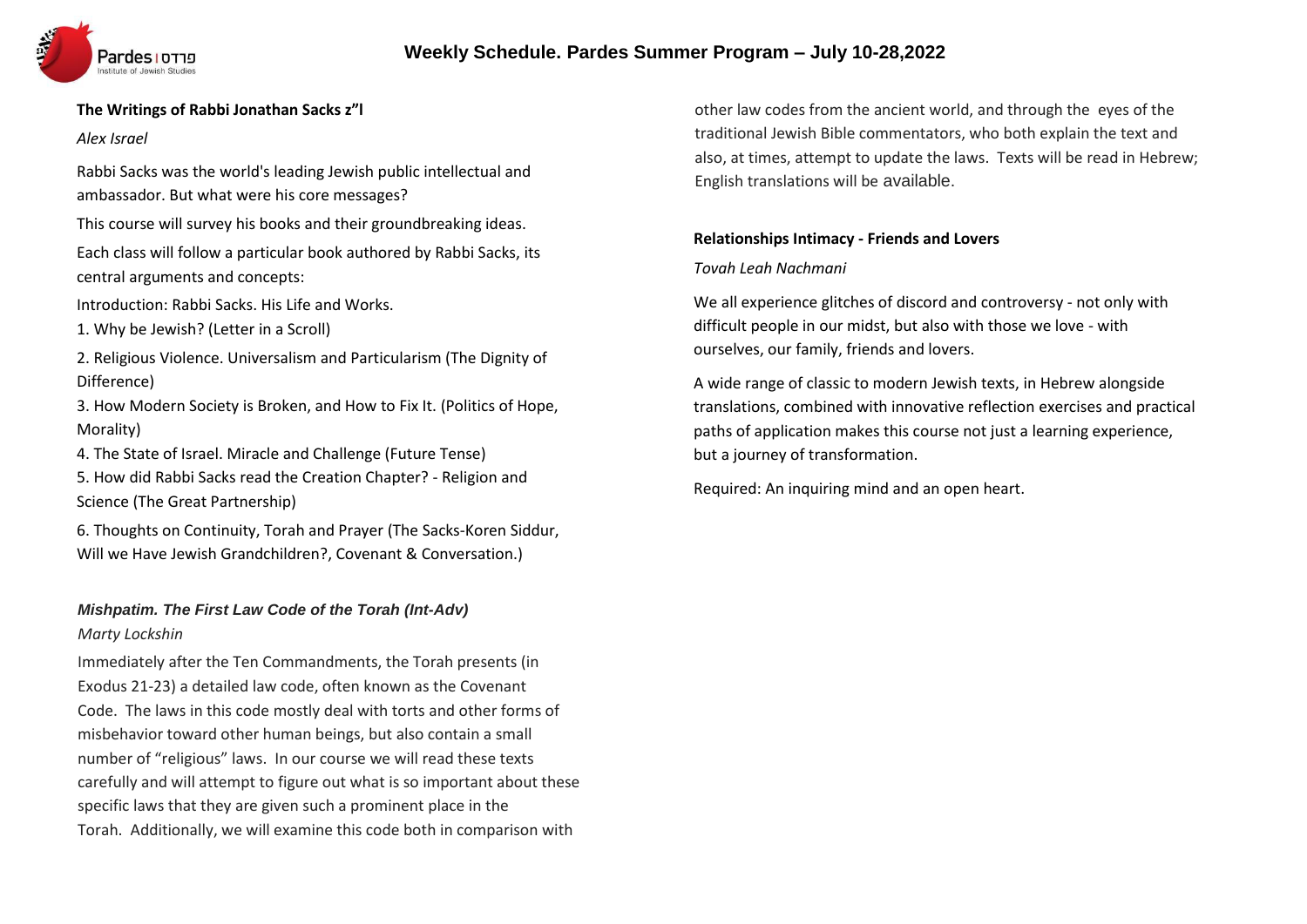### The Writings of Rabbi Jonathan Sacks z"l

*Alex Israel*

Rabbi Sacks was the world's leading Jewish public intellectual and ambassador. But what were his core messages?

This course will survey his books and their groundbreaking ideas.

Each class will follow a particular book authored by Rabbi Sacks, its central arguments and concepts:

Introduction: Rabbi Sacks. His Life and Works.

1. Why be Jewish? (Letter in a Scroll)
2. Religious Violence. Universalism and Particularism (The Dignity of Difference)
3. How Modern Society is Broken, and How to Fix It. (Politics of Hope, Morality)
4. The State of Israel. Miracle and Challenge (Future Tense)
5. How did Rabbi Sacks read the Creation Chapter? - Religion and Science (The Great Partnership)
6. Thoughts on Continuity, Torah and Prayer (The Sacks-Koren Siddur, Will we Have Jewish Grandchildren?, Covenant & Conversation.)

### *Mishpatim. The First Law Code of the Torah (Int-Adv)*

*Marty Lockshin*

Immediately after the Ten Commandments, the Torah presents (in Exodus 21-23) a detailed law code, often known as the Covenant Code. The laws in this code mostly deal with torts and other forms of misbehavior toward other human beings, but also contain a small number of "religious" laws. In our course we will read these texts carefully and will attempt to figure out what is so important about these specific laws that they are given such a prominent place in the Torah. Additionally, we will examine this code both in comparison with other law codes from the ancient world, and through the eyes of the traditional Jewish Bible commentators, who both explain the text and also, at times, attempt to update the laws. Texts will be read in Hebrew; English translations will be available.

### Relationships Intimacy - Friends and Lovers

*Tovah Leah Nachmani*

We all experience glitches of discord and controversy - not only with difficult people in our midst, but also with those we love - with ourselves, our family, friends and lovers.

A wide range of classic to modern Jewish texts, in Hebrew alongside translations, combined with innovative reflection exercises and practical paths of application makes this course not just a learning experience, but a journey of transformation.

Required: An inquiring mind and an open heart.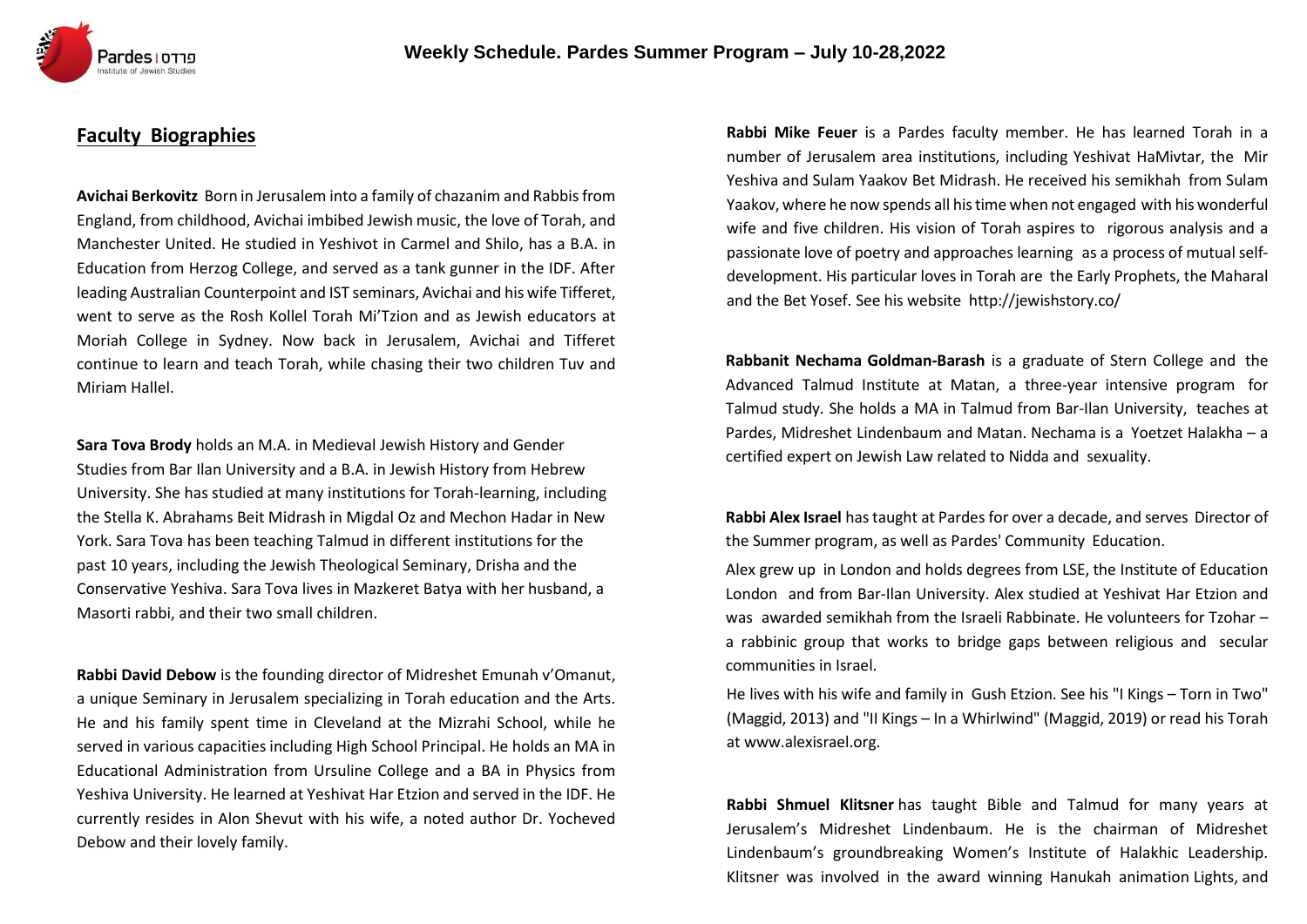## Faculty Biographies

**Avichai Berkovitz** Born in Jerusalem into a family of chazanim and Rabbis from England, from childhood, Avichai imbibed Jewish music, the love of Torah, and Manchester United. He studied in Yeshivot in Carmel and Shilo, has a B.A. in Education from Herzog College, and served as a tank gunner in the IDF. After leading Australian Counterpoint and IST seminars, Avichai and his wife Tifferet, went to serve as the Rosh Kollel Torah Mi'Tzion and as Jewish educators at Moriah College in Sydney. Now back in Jerusalem, Avichai and Tifferet continue to learn and teach Torah, while chasing their two children Tuv and Miriam Hallel.

**Sara Tova Brody** holds an M.A. in Medieval Jewish History and Gender Studies from Bar Ilan University and a B.A. in Jewish History from Hebrew University. She has studied at many institutions for Torah-learning, including the Stella K. Abrahams Beit Midrash in Migdal Oz and Mechon Hadar in New York. Sara Tova has been teaching Talmud in different institutions for the past 10 years, including the Jewish Theological Seminary, Drisha and the Conservative Yeshiva. Sara Tova lives in Mazkeret Batya with her husband, a Masorti rabbi, and their two small children.

**Rabbi David Debow** is the founding director of Midreshet Emunah v'Omanut, a unique Seminary in Jerusalem specializing in Torah education and the Arts. He and his family spent time in Cleveland at the Mizrahi School, while he served in various capacities including High School Principal. He holds an MA in Educational Administration from Ursuline College and a BA in Physics from Yeshiva University. He learned at Yeshivat Har Etzion and served in the IDF. He currently resides in Alon Shevut with his wife, a noted author Dr. Yocheved Debow and their lovely family.

**Rabbi Mike Feuer** is a Pardes faculty member. He has learned Torah in a number of Jerusalem area institutions, including Yeshivat HaMivtar, the Mir Yeshiva and Sulam Yaakov Bet Midrash. He received his semikhah from Sulam Yaakov, where he now spends all his time when not engaged with his wonderful wife and five children. His vision of Torah aspires to rigorous analysis and a passionate love of poetry and approaches learning as a process of mutual self-development. His particular loves in Torah are the Early Prophets, the Maharal and the Bet Yosef. See his website http://jewishstory.co/

**Rabbanit Nechama Goldman-Barash** is a graduate of Stern College and the Advanced Talmud Institute at Matan, a three-year intensive program for Talmud study. She holds a MA in Talmud from Bar-Ilan University, teaches at Pardes, Midreshet Lindenbaum and Matan. Nechama is a Yoetzet Halakha – a certified expert on Jewish Law related to Nidda and sexuality.

**Rabbi Alex Israel** has taught at Pardes for over a decade, and serves Director of the Summer program, as well as Pardes' Community Education.

Alex grew up in London and holds degrees from LSE, the Institute of Education London and from Bar-Ilan University. Alex studied at Yeshivat Har Etzion and was awarded semikhah from the Israeli Rabbinate. He volunteers for Tzohar – a rabbinic group that works to bridge gaps between religious and secular communities in Israel.

He lives with his wife and family in Gush Etzion. See his "I Kings – Torn in Two" (Maggid, 2013) and "II Kings – In a Whirlwind" (Maggid, 2019) or read his Torah at www.alexisrael.org.

**Rabbi Shmuel Klitsner** has taught Bible and Talmud for many years at Jerusalem's Midreshet Lindenbaum. He is the chairman of Midreshet Lindenbaum's groundbreaking Women's Institute of Halakhic Leadership. Klitsner was involved in the award winning Hanukah animation Lights, and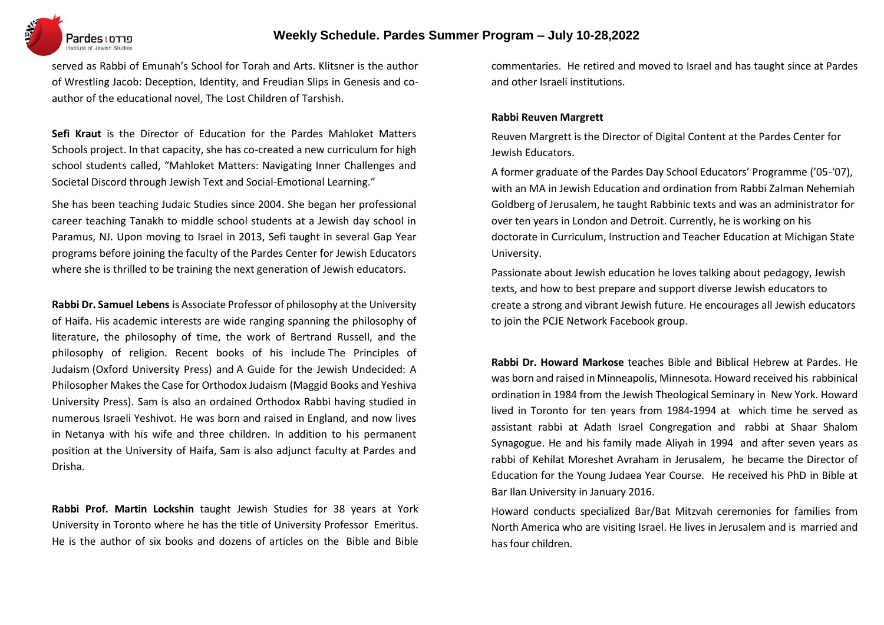served as Rabbi of Emunah's School for Torah and Arts. Klitsner is the author of Wrestling Jacob: Deception, Identity, and Freudian Slips in Genesis and co-author of the educational novel, The Lost Children of Tarshish.

**Sefi Kraut** is the Director of Education for the Pardes Mahloket Matters Schools project. In that capacity, she has co-created a new curriculum for high school students called, "Mahloket Matters: Navigating Inner Challenges and Societal Discord through Jewish Text and Social-Emotional Learning."

She has been teaching Judaic Studies since 2004. She began her professional career teaching Tanakh to middle school students at a Jewish day school in Paramus, NJ. Upon moving to Israel in 2013, Sefi taught in several Gap Year programs before joining the faculty of the Pardes Center for Jewish Educators where she is thrilled to be training the next generation of Jewish educators.

**Rabbi Dr. Samuel Lebens** is Associate Professor of philosophy at the University of Haifa. His academic interests are wide ranging spanning the philosophy of literature, the philosophy of time, the work of Bertrand Russell, and the philosophy of religion. Recent books of his include The Principles of Judaism (Oxford University Press) and A Guide for the Jewish Undecided: A Philosopher Makes the Case for Orthodox Judaism (Maggid Books and Yeshiva University Press). Sam is also an ordained Orthodox Rabbi having studied in numerous Israeli Yeshivot. He was born and raised in England, and now lives in Netanya with his wife and three children. In addition to his permanent position at the University of Haifa, Sam is also adjunct faculty at Pardes and Drisha.

**Rabbi Prof. Martin Lockshin** taught Jewish Studies for 38 years at York University in Toronto where he has the title of University Professor Emeritus. He is the author of six books and dozens of articles on the Bible and Bible commentaries. He retired and moved to Israel and has taught since at Pardes and other Israeli institutions.

**Rabbi Reuven Margrett**

Reuven Margrett is the Director of Digital Content at the Pardes Center for Jewish Educators.

A former graduate of the Pardes Day School Educators' Programme ('05-'07), with an MA in Jewish Education and ordination from Rabbi Zalman Nehemiah Goldberg of Jerusalem, he taught Rabbinic texts and was an administrator for over ten years in London and Detroit. Currently, he is working on his doctorate in Curriculum, Instruction and Teacher Education at Michigan State University.

Passionate about Jewish education he loves talking about pedagogy, Jewish texts, and how to best prepare and support diverse Jewish educators to create a strong and vibrant Jewish future. He encourages all Jewish educators to join the PCJE Network Facebook group.

**Rabbi Dr. Howard Markose** teaches Bible and Biblical Hebrew at Pardes. He was born and raised in Minneapolis, Minnesota. Howard received his rabbinical ordination in 1984 from the Jewish Theological Seminary in New York. Howard lived in Toronto for ten years from 1984-1994 at which time he served as assistant rabbi at Adath Israel Congregation and rabbi at Shaar Shalom Synagogue. He and his family made Aliyah in 1994 and after seven years as rabbi of Kehilat Moreshet Avraham in Jerusalem, he became the Director of Education for the Young Judaea Year Course. He received his PhD in Bible at Bar Ilan University in January 2016.

Howard conducts specialized Bar/Bat Mitzvah ceremonies for families from North America who are visiting Israel. He lives in Jerusalem and is married and has four children.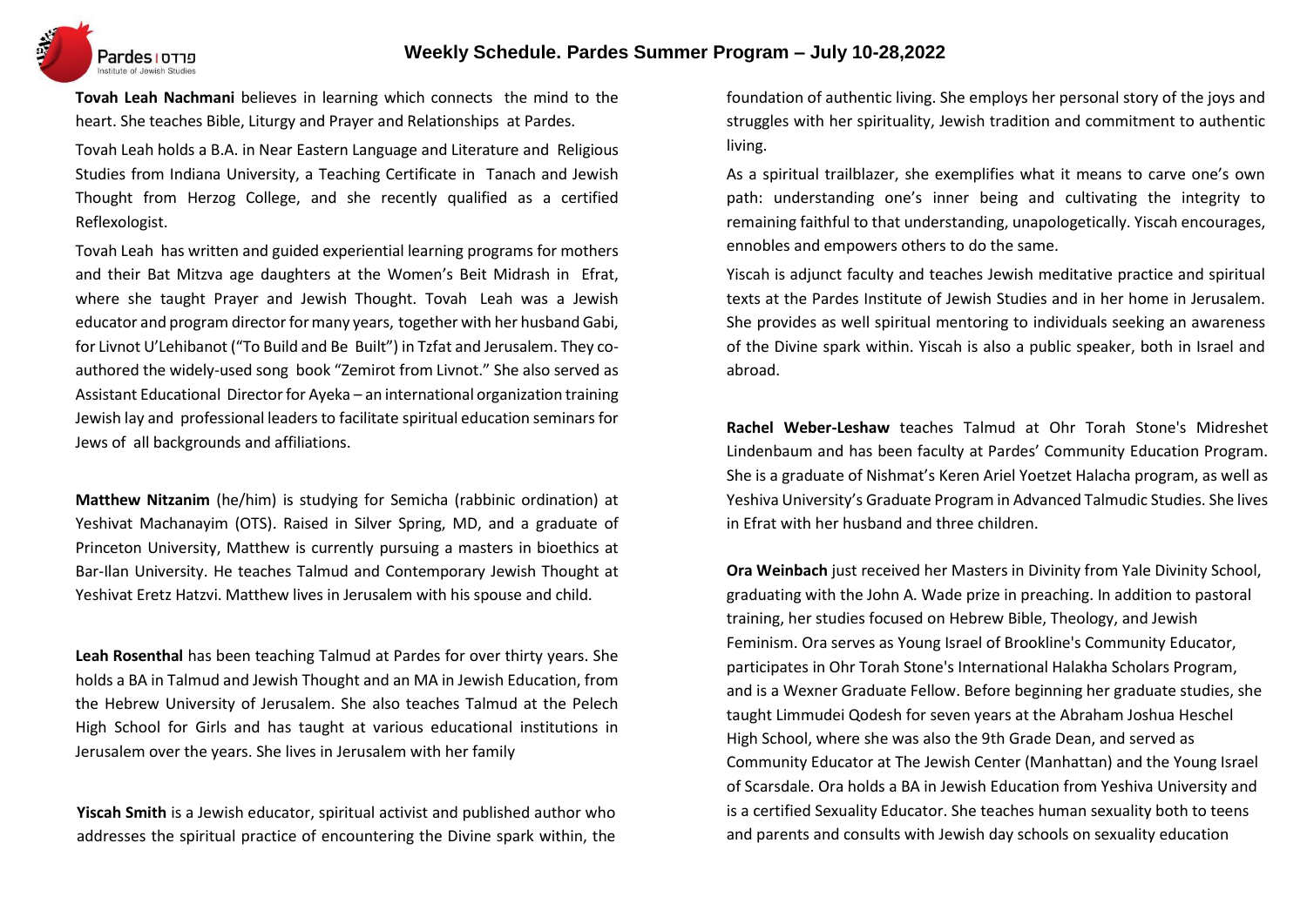**Tovah Leah Nachmani** believes in learning which connects the mind to the heart. She teaches Bible, Liturgy and Prayer and Relationships at Pardes.

Tovah Leah holds a B.A. in Near Eastern Language and Literature and Religious Studies from Indiana University, a Teaching Certificate in Tanach and Jewish Thought from Herzog College, and she recently qualified as a certified Reflexologist.

Tovah Leah has written and guided experiential learning programs for mothers and their Bat Mitzva age daughters at the Women's Beit Midrash in Efrat, where she taught Prayer and Jewish Thought. Tovah Leah was a Jewish educator and program director for many years, together with her husband Gabi, for Livnot U'Lehibanot ("To Build and Be Built") in Tzfat and Jerusalem. They co-authored the widely-used song book "Zemirot from Livnot." She also served as Assistant Educational Director for Ayeka – an international organization training Jewish lay and professional leaders to facilitate spiritual education seminars for Jews of all backgrounds and affiliations.

**Matthew Nitzanim** (he/him) is studying for Semicha (rabbinic ordination) at Yeshivat Machanayim (OTS). Raised in Silver Spring, MD, and a graduate of Princeton University, Matthew is currently pursuing a masters in bioethics at Bar-Ilan University. He teaches Talmud and Contemporary Jewish Thought at Yeshivat Eretz Hatzvi. Matthew lives in Jerusalem with his spouse and child.

**Leah Rosenthal** has been teaching Talmud at Pardes for over thirty years. She holds a BA in Talmud and Jewish Thought and an MA in Jewish Education, from the Hebrew University of Jerusalem. She also teaches Talmud at the Pelech High School for Girls and has taught at various educational institutions in Jerusalem over the years. She lives in Jerusalem with her family

**Yiscah Smith** is a Jewish educator, spiritual activist and published author who addresses the spiritual practice of encountering the Divine spark within, the foundation of authentic living. She employs her personal story of the joys and struggles with her spirituality, Jewish tradition and commitment to authentic living.

As a spiritual trailblazer, she exemplifies what it means to carve one's own path: understanding one's inner being and cultivating the integrity to remaining faithful to that understanding, unapologetically. Yiscah encourages, ennobles and empowers others to do the same.

Yiscah is adjunct faculty and teaches Jewish meditative practice and spiritual texts at the Pardes Institute of Jewish Studies and in her home in Jerusalem. She provides as well spiritual mentoring to individuals seeking an awareness of the Divine spark within. Yiscah is also a public speaker, both in Israel and abroad.

**Rachel Weber-Leshaw** teaches Talmud at Ohr Torah Stone's Midreshet Lindenbaum and has been faculty at Pardes' Community Education Program. She is a graduate of Nishmat's Keren Ariel Yoetzet Halacha program, as well as Yeshiva University's Graduate Program in Advanced Talmudic Studies. She lives in Efrat with her husband and three children.

**Ora Weinbach** just received her Masters in Divinity from Yale Divinity School, graduating with the John A. Wade prize in preaching. In addition to pastoral training, her studies focused on Hebrew Bible, Theology, and Jewish Feminism. Ora serves as Young Israel of Brookline's Community Educator, participates in Ohr Torah Stone's International Halakha Scholars Program, and is a Wexner Graduate Fellow. Before beginning her graduate studies, she taught Limmudei Qodesh for seven years at the Abraham Joshua Heschel High School, where she was also the 9th Grade Dean, and served as Community Educator at The Jewish Center (Manhattan) and the Young Israel of Scarsdale. Ora holds a BA in Jewish Education from Yeshiva University and is a certified Sexuality Educator. She teaches human sexuality both to teens and parents and consults with Jewish day schools on sexuality education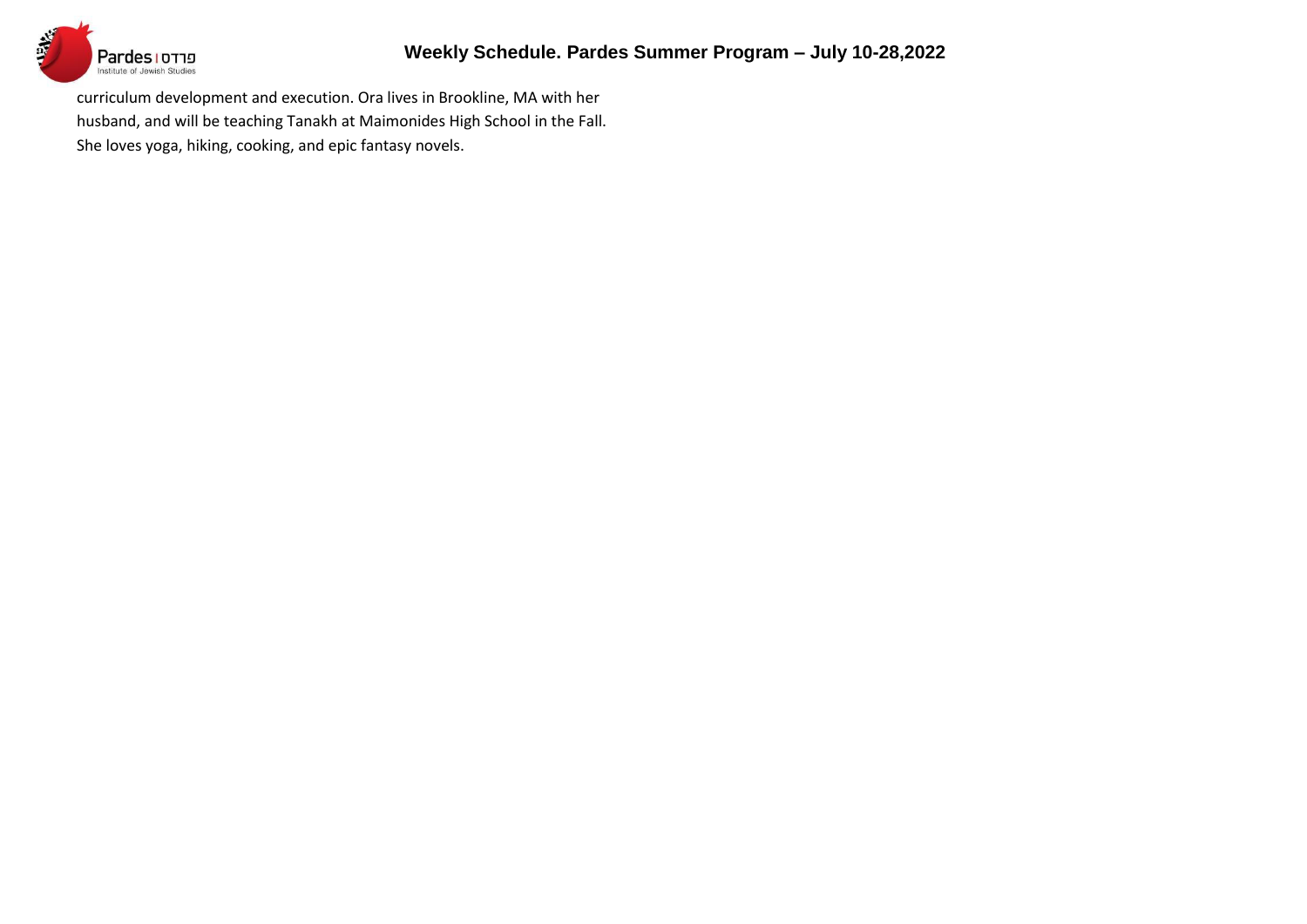curriculum development and execution. Ora lives in Brookline, MA with her husband, and will be teaching Tanakh at Maimonides High School in the Fall. She loves yoga, hiking, cooking, and epic fantasy novels.